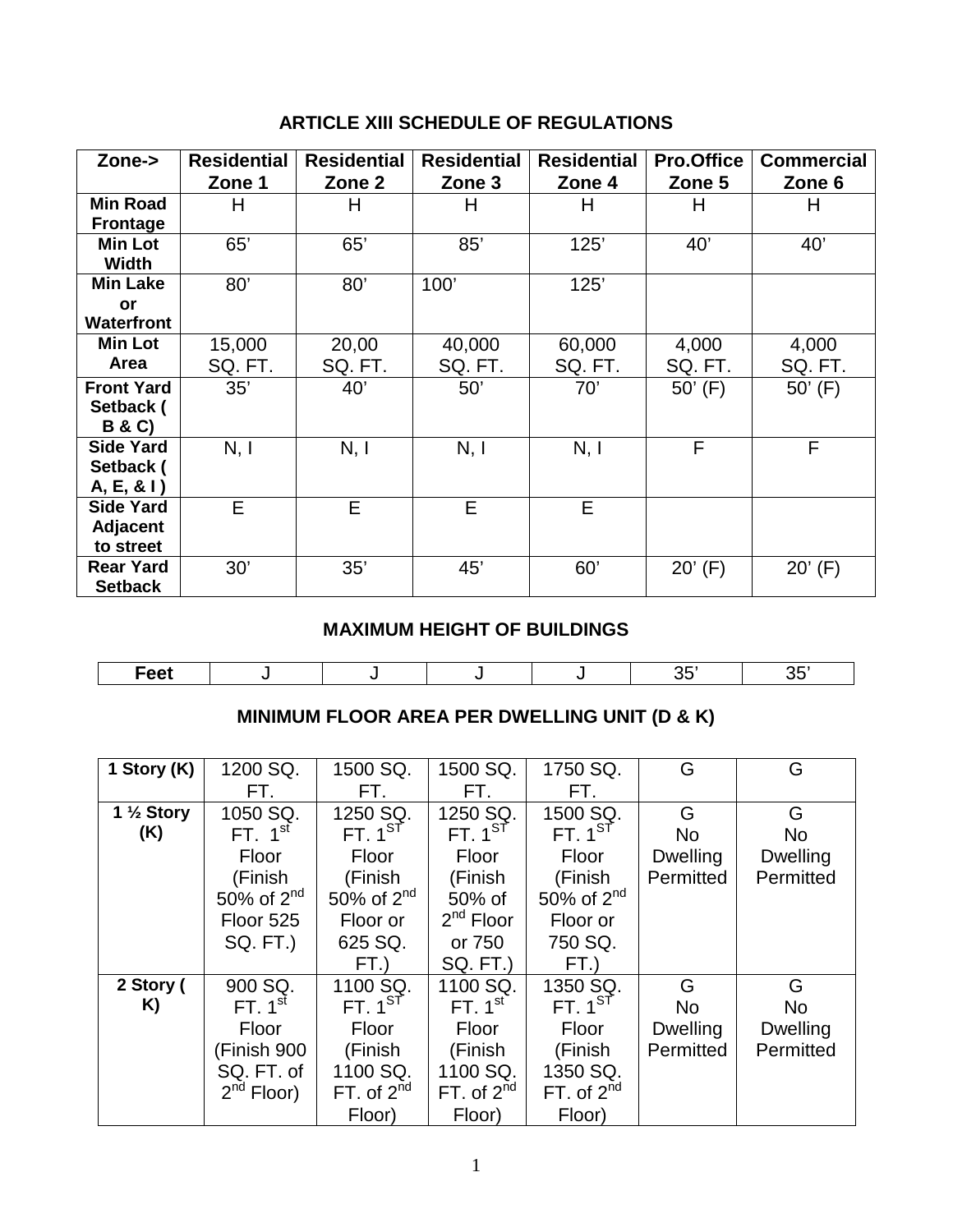## ARTICLE XIII SCHEDULE OF REGULATIONS

| Zone-> | Residential Zone 1 | Residential Zone 2 | Residential Zone 3 | Residential Zone 4 | Pro.Office Zone 5 | Commercial Zone 6 |
|---|---|---|---|---|---|---|
| **Min Road Frontage** | H | H | H | H | H | H |
| **Min Lot Width** | 65' | 65' | 85' | 125' | 40' | 40' |
| **Min Lake or Waterfront** | 80' | 80' | 100' | 125' | | |
| **Min Lot Area** | 15,000 SQ. FT. | 20,00 SQ. FT. | 40,000 SQ. FT. | 60,000 SQ. FT. | 4,000 SQ. FT. | 4,000 SQ. FT. |
| **Front Yard Setback ( B & C)** | 35' | 40' | 50' | 70' | 50' (F) | 50' (F) |
| **Side Yard Setback ( A, E, & I )** | N, I | N, I | N, I | N, I | F | F |
| **Side Yard Adjacent to street** | E | E | E | E | | |
| **Rear Yard Setback** | 30' | 35' | 45' | 60' | 20' (F) | 20' (F) |

## MAXIMUM HEIGHT OF BUILDINGS

| **Feet** | J | J | J | J | 35' | 35' |
|---|---|---|---|---|---|---|

## MINIMUM FLOOR AREA PER DWELLING UNIT (D & K)

| | | | | | | |
|---|---|---|---|---|---|---|
| **1 Story (K)** | 1200 SQ. FT. | 1500 SQ. FT. | 1500 SQ. FT. | 1750 SQ. FT. | G | G |
| **1 ½ Story (K)** | 1050 SQ. FT. 1st Floor (Finish 50% of 2nd Floor 525 SQ. FT.) | 1250 SQ. FT. 1ST Floor (Finish 50% of 2nd Floor or 625 SQ. FT.) | 1250 SQ. FT. 1ST Floor (Finish 50% of 2nd Floor or 750 SQ. FT.) | 1500 SQ. FT. 1ST Floor (Finish 50% of 2nd Floor or 750 SQ. FT.) | G No Dwelling Permitted | G No Dwelling Permitted |
| **2 Story ( K)** | 900 SQ. FT. 1st Floor (Finish 900 SQ. FT. of 2nd Floor) | 1100 SQ. FT. 1ST Floor (Finish 1100 SQ. FT. of 2nd Floor) | 1100 SQ. FT. 1st Floor (Finish 1100 SQ. FT. of 2nd Floor) | 1350 SQ. FT. 1ST Floor (Finish 1350 SQ. FT. of 2nd Floor) | G No Dwelling Permitted | G No Dwelling Permitted |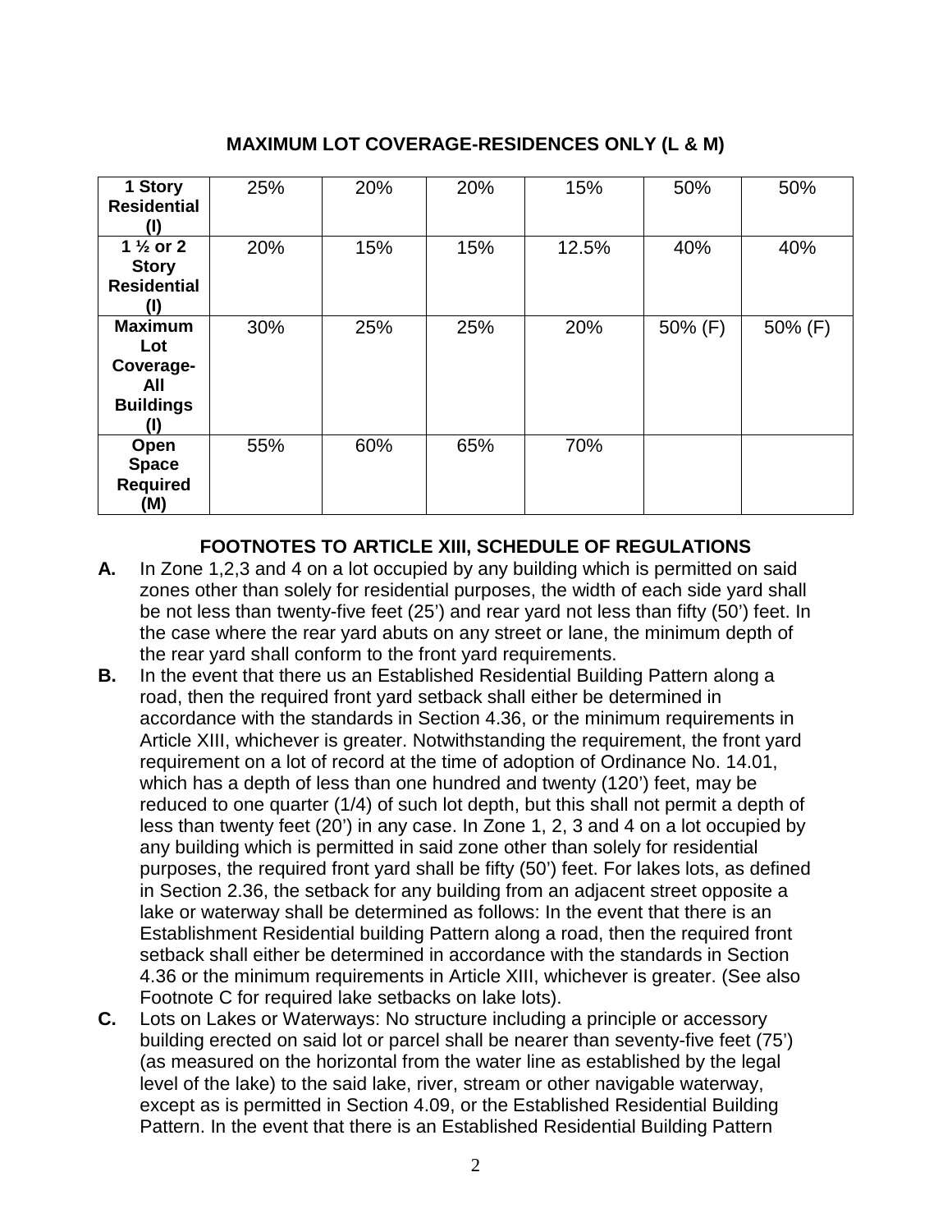**MAXIMUM LOT COVERAGE-RESIDENCES ONLY (L & M)**

| | | | | | | |
|---|---|---|---|---|---|---|
| **1 Story Residential (I)** | 25% | 20% | 20% | 15% | 50% | 50% |
| **1 ½ or 2 Story Residential (I)** | 20% | 15% | 15% | 12.5% | 40% | 40% |
| **Maximum Lot Coverage-All Buildings (I)** | 30% | 25% | 25% | 20% | 50% (F) | 50% (F) |
| **Open Space Required (M)** | 55% | 60% | 65% | 70% | | |

## FOOTNOTES TO ARTICLE XIII, SCHEDULE OF REGULATIONS

**A.** In Zone 1,2,3 and 4 on a lot occupied by any building which is permitted on said zones other than solely for residential purposes, the width of each side yard shall be not less than twenty-five feet (25') and rear yard not less than fifty (50') feet. In the case where the rear yard abuts on any street or lane, the minimum depth of the rear yard shall conform to the front yard requirements.

**B.** In the event that there us an Established Residential Building Pattern along a road, then the required front yard setback shall either be determined in accordance with the standards in Section 4.36, or the minimum requirements in Article XIII, whichever is greater. Notwithstanding the requirement, the front yard requirement on a lot of record at the time of adoption of Ordinance No. 14.01, which has a depth of less than one hundred and twenty (120') feet, may be reduced to one quarter (1/4) of such lot depth, but this shall not permit a depth of less than twenty feet (20') in any case. In Zone 1, 2, 3 and 4 on a lot occupied by any building which is permitted in said zone other than solely for residential purposes, the required front yard shall be fifty (50') feet. For lakes lots, as defined in Section 2.36, the setback for any building from an adjacent street opposite a lake or waterway shall be determined as follows: In the event that there is an Establishment Residential building Pattern along a road, then the required front setback shall either be determined in accordance with the standards in Section 4.36 or the minimum requirements in Article XIII, whichever is greater. (See also Footnote C for required lake setbacks on lake lots).

**C.** Lots on Lakes or Waterways: No structure including a principle or accessory building erected on said lot or parcel shall be nearer than seventy-five feet (75') (as measured on the horizontal from the water line as established by the legal level of the lake) to the said lake, river, stream or other navigable waterway, except as is permitted in Section 4.09, or the Established Residential Building Pattern. In the event that there is an Established Residential Building Pattern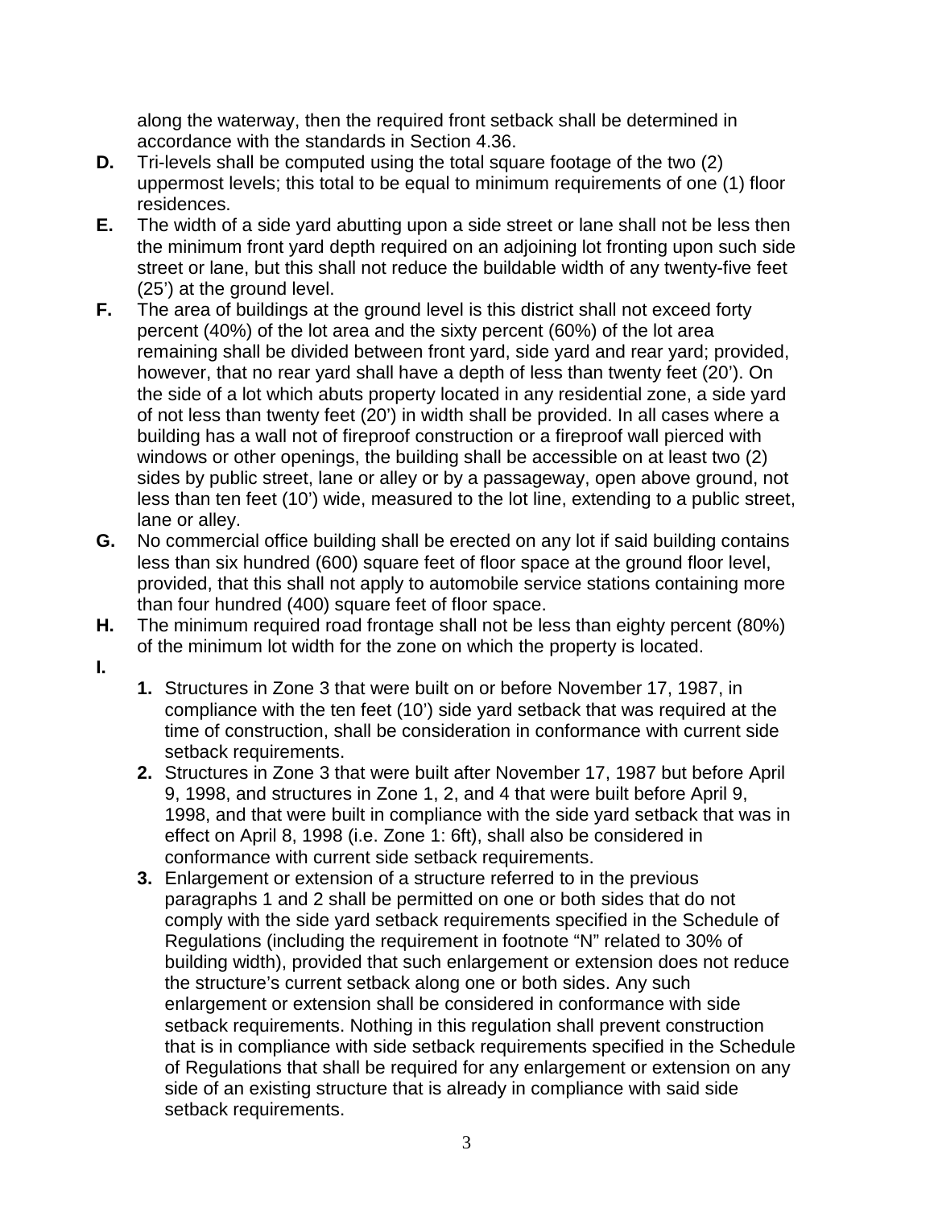along the waterway, then the required front setback shall be determined in accordance with the standards in Section 4.36.

**D.** Tri-levels shall be computed using the total square footage of the two (2) uppermost levels; this total to be equal to minimum requirements of one (1) floor residences.

**E.** The width of a side yard abutting upon a side street or lane shall not be less then the minimum front yard depth required on an adjoining lot fronting upon such side street or lane, but this shall not reduce the buildable width of any twenty-five feet (25') at the ground level.

**F.** The area of buildings at the ground level is this district shall not exceed forty percent (40%) of the lot area and the sixty percent (60%) of the lot area remaining shall be divided between front yard, side yard and rear yard; provided, however, that no rear yard shall have a depth of less than twenty feet (20'). On the side of a lot which abuts property located in any residential zone, a side yard of not less than twenty feet (20') in width shall be provided. In all cases where a building has a wall not of fireproof construction or a fireproof wall pierced with windows or other openings, the building shall be accessible on at least two (2) sides by public street, lane or alley or by a passageway, open above ground, not less than ten feet (10') wide, measured to the lot line, extending to a public street, lane or alley.

**G.** No commercial office building shall be erected on any lot if said building contains less than six hundred (600) square feet of floor space at the ground floor level, provided, that this shall not apply to automobile service stations containing more than four hundred (400) square feet of floor space.

**H.** The minimum required road frontage shall not be less than eighty percent (80%) of the minimum lot width for the zone on which the property is located.

**I.**

1. Structures in Zone 3 that were built on or before November 17, 1987, in compliance with the ten feet (10') side yard setback that was required at the time of construction, shall be consideration in conformance with current side setback requirements.
2. Structures in Zone 3 that were built after November 17, 1987 but before April 9, 1998, and structures in Zone 1, 2, and 4 that were built before April 9, 1998, and that were built in compliance with the side yard setback that was in effect on April 8, 1998 (i.e. Zone 1: 6ft), shall also be considered in conformance with current side setback requirements.
3. Enlargement or extension of a structure referred to in the previous paragraphs 1 and 2 shall be permitted on one or both sides that do not comply with the side yard setback requirements specified in the Schedule of Regulations (including the requirement in footnote "N" related to 30% of building width), provided that such enlargement or extension does not reduce the structure's current setback along one or both sides. Any such enlargement or extension shall be considered in conformance with side setback requirements. Nothing in this regulation shall prevent construction that is in compliance with side setback requirements specified in the Schedule of Regulations that shall be required for any enlargement or extension on any side of an existing structure that is already in compliance with said side setback requirements.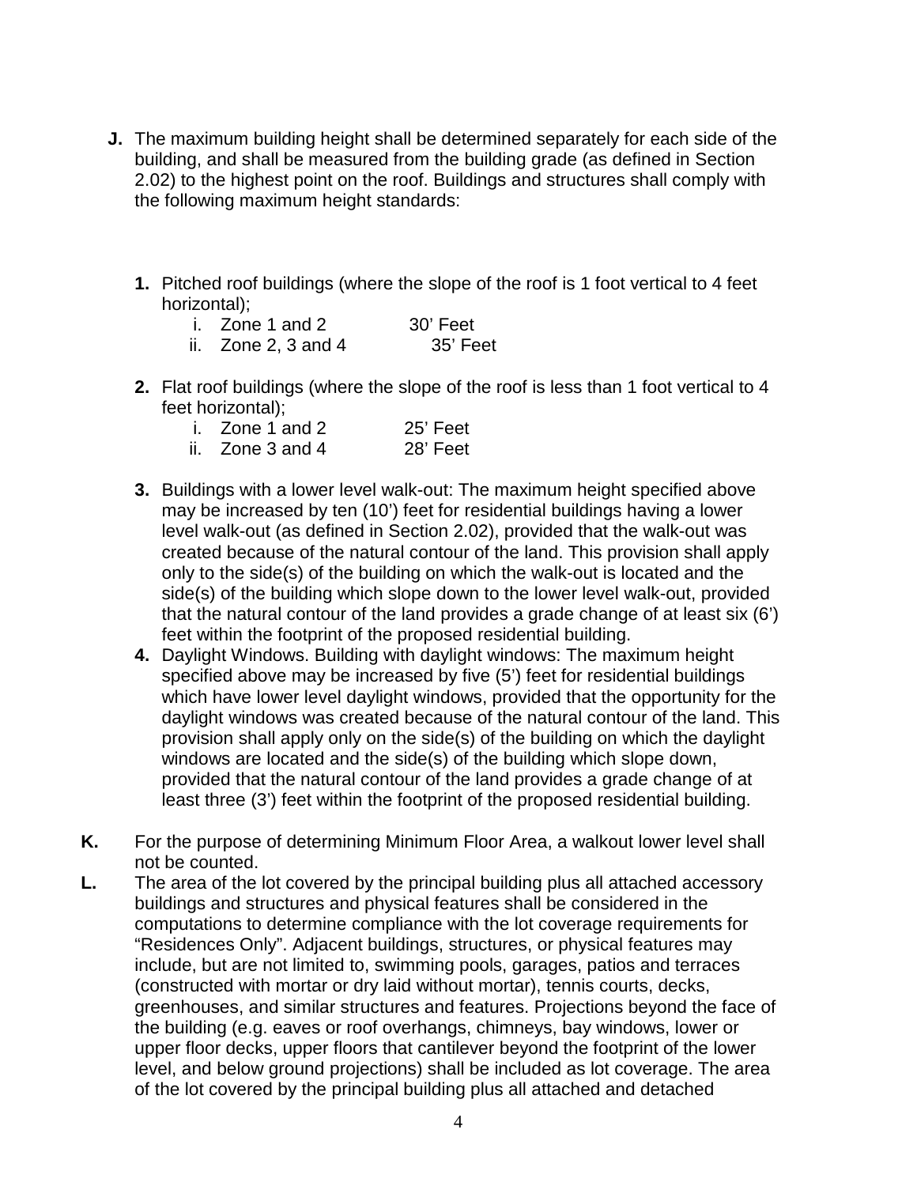**J.** The maximum building height shall be determined separately for each side of the building, and shall be measured from the building grade (as defined in Section 2.02) to the highest point on the roof. Buildings and structures shall comply with the following maximum height standards:

**1.** Pitched roof buildings (where the slope of the roof is 1 foot vertical to 4 feet horizontal);

i. Zone 1 and 2 30' Feet
ii. Zone 2, 3 and 4 35' Feet

**2.** Flat roof buildings (where the slope of the roof is less than 1 foot vertical to 4 feet horizontal);

i. Zone 1 and 2 25' Feet
ii. Zone 3 and 4 28' Feet

**3.** Buildings with a lower level walk-out: The maximum height specified above may be increased by ten (10') feet for residential buildings having a lower level walk-out (as defined in Section 2.02), provided that the walk-out was created because of the natural contour of the land. This provision shall apply only to the side(s) of the building on which the walk-out is located and the side(s) of the building which slope down to the lower level walk-out, provided that the natural contour of the land provides a grade change of at least six (6') feet within the footprint of the proposed residential building.

**4.** Daylight Windows. Building with daylight windows: The maximum height specified above may be increased by five (5') feet for residential buildings which have lower level daylight windows, provided that the opportunity for the daylight windows was created because of the natural contour of the land. This provision shall apply only on the side(s) of the building on which the daylight windows are located and the side(s) of the building which slope down, provided that the natural contour of the land provides a grade change of at least three (3') feet within the footprint of the proposed residential building.

**K.** For the purpose of determining Minimum Floor Area, a walkout lower level shall not be counted.

**L.** The area of the lot covered by the principal building plus all attached accessory buildings and structures and physical features shall be considered in the computations to determine compliance with the lot coverage requirements for "Residences Only". Adjacent buildings, structures, or physical features may include, but are not limited to, swimming pools, garages, patios and terraces (constructed with mortar or dry laid without mortar), tennis courts, decks, greenhouses, and similar structures and features. Projections beyond the face of the building (e.g. eaves or roof overhangs, chimneys, bay windows, lower or upper floor decks, upper floors that cantilever beyond the footprint of the lower level, and below ground projections) shall be included as lot coverage. The area of the lot covered by the principal building plus all attached and detached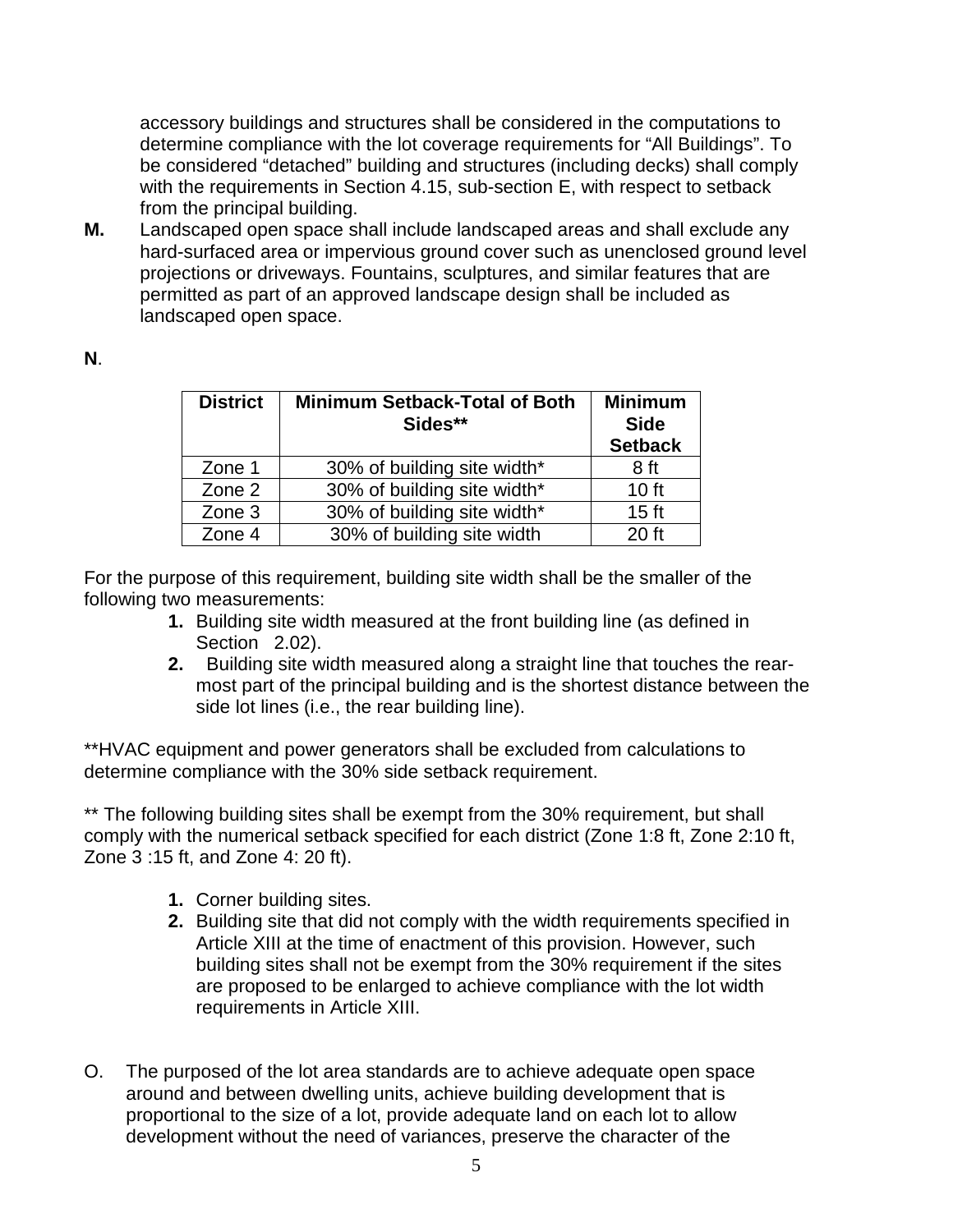accessory buildings and structures shall be considered in the computations to determine compliance with the lot coverage requirements for “All Buildings”. To be considered “detached” building and structures (including decks) shall comply with the requirements in Section 4.15, sub-section E, with respect to setback from the principal building.

**M.** Landscaped open space shall include landscaped areas and shall exclude any hard-surfaced area or impervious ground cover such as unenclosed ground level projections or driveways. Fountains, sculptures, and similar features that are permitted as part of an approved landscape design shall be included as landscaped open space.

**N**.

| District | Minimum Setback-Total of Both Sides** | Minimum Side Setback |
|---|---|---|
| Zone 1 | 30% of building site width* | 8 ft |
| Zone 2 | 30% of building site width* | 10 ft |
| Zone 3 | 30% of building site width* | 15 ft |
| Zone 4 | 30% of building site width | 20 ft |

For the purpose of this requirement, building site width shall be the smaller of the following two measurements:

1. Building site width measured at the front building line (as defined in Section 2.02).
2. Building site width measured along a straight line that touches the rear-most part of the principal building and is the shortest distance between the side lot lines (i.e., the rear building line).

**HVAC equipment and power generators shall be excluded from calculations to determine compliance with the 30% side setback requirement.

** The following building sites shall be exempt from the 30% requirement, but shall comply with the numerical setback specified for each district (Zone 1:8 ft, Zone 2:10 ft, Zone 3 :15 ft, and Zone 4: 20 ft).

1. Corner building sites.
2. Building site that did not comply with the width requirements specified in Article XIII at the time of enactment of this provision. However, such building sites shall not be exempt from the 30% requirement if the sites are proposed to be enlarged to achieve compliance with the lot width requirements in Article XIII.

O. The purposed of the lot area standards are to achieve adequate open space around and between dwelling units, achieve building development that is proportional to the size of a lot, provide adequate land on each lot to allow development without the need of variances, preserve the character of the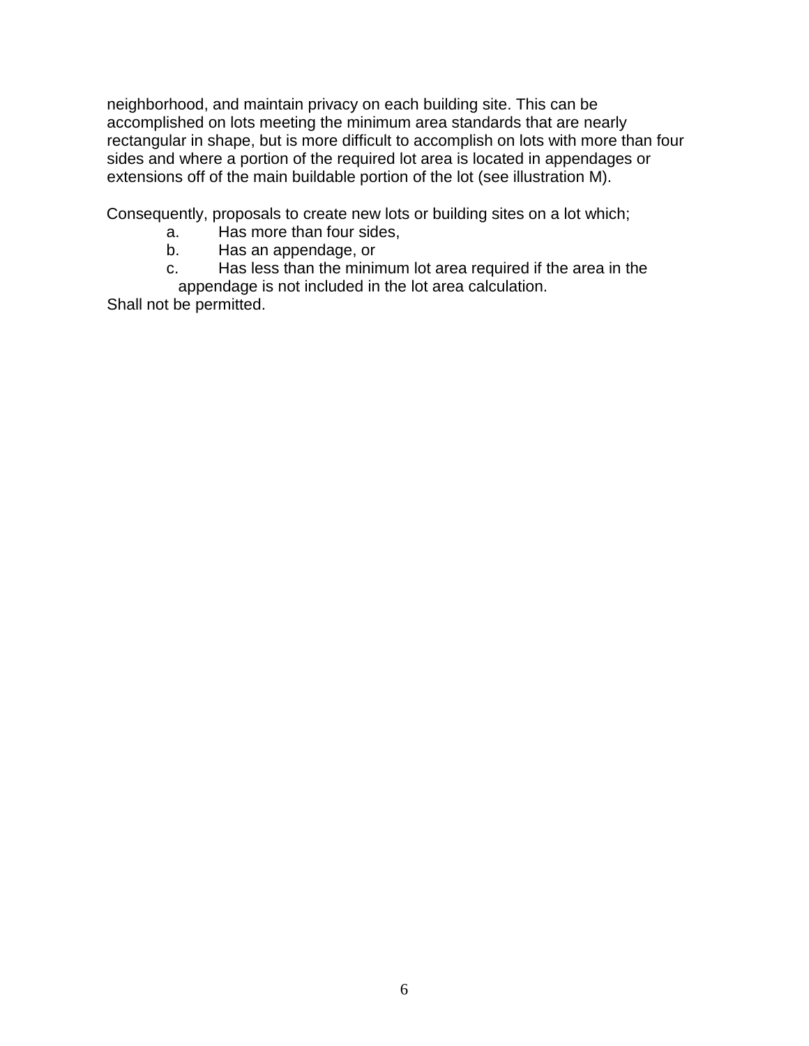neighborhood, and maintain privacy on each building site. This can be accomplished on lots meeting the minimum area standards that are nearly rectangular in shape, but is more difficult to accomplish on lots with more than four sides and where a portion of the required lot area is located in appendages or extensions off of the main buildable portion of the lot (see illustration M).

Consequently, proposals to create new lots or building sites on a lot which;

a. Has more than four sides,
b. Has an appendage, or
c. Has less than the minimum lot area required if the area in the appendage is not included in the lot area calculation.

Shall not be permitted.